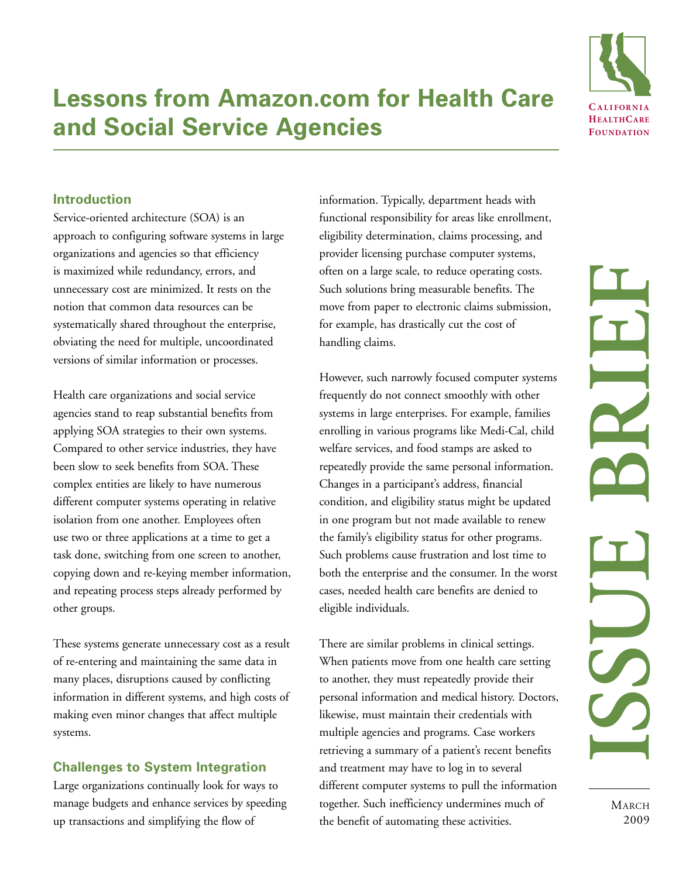# Lessons from Amazon.com for Health Care and Social Service Agencies

## Introduction

Service-oriented architecture (SOA) is an approach to configuring software systems in large organizations and agencies so that efficiency is maximized while redundancy, errors, and unnecessary cost are minimized. It rests on the notion that common data resources can be systematically shared throughout the enterprise, obviating the need for multiple, uncoordinated versions of similar information or processes.

Health care organizations and social service agencies stand to reap substantial benefits from applying SOA strategies to their own systems. Compared to other service industries, they have been slow to seek benefits from SOA. These complex entities are likely to have numerous different computer systems operating in relative isolation from one another. Employees often use two or three applications at a time to get a task done, switching from one screen to another, copying down and re-keying member information, and repeating process steps already performed by other groups.

These systems generate unnecessary cost as a result of re-entering and maintaining the same data in many places, disruptions caused by conflicting information in different systems, and high costs of making even minor changes that affect multiple systems.

## Challenges to System Integration

Large organizations continually look for ways to manage budgets and enhance services by speeding up transactions and simplifying the flow of information. Typically, department heads with functional responsibility for areas like enrollment, eligibility determination, claims processing, and provider licensing purchase computer systems, often on a large scale, to reduce operating costs. Such solutions bring measurable benefits. The move from paper to electronic claims submission, for example, has drastically cut the cost of handling claims.

However, such narrowly focused computer systems frequently do not connect smoothly with other systems in large enterprises. For example, families enrolling in various programs like Medi-Cal, child welfare services, and food stamps are asked to repeatedly provide the same personal information. Changes in a participant's address, financial condition, and eligibility status might be updated in one program but not made available to renew the family's eligibility status for other programs. Such problems cause frustration and lost time to both the enterprise and the consumer. In the worst cases, needed health care benefits are denied to eligible individuals.

There are similar problems in clinical settings. When patients move from one health care setting to another, they must repeatedly provide their personal information and medical history. Doctors, likewise, must maintain their credentials with multiple agencies and programs. Case workers retrieving a summary of a patient's recent benefits and treatment may have to log in to several different computer systems to pull the information together. Such inefficiency undermines much of the benefit of automating these activities.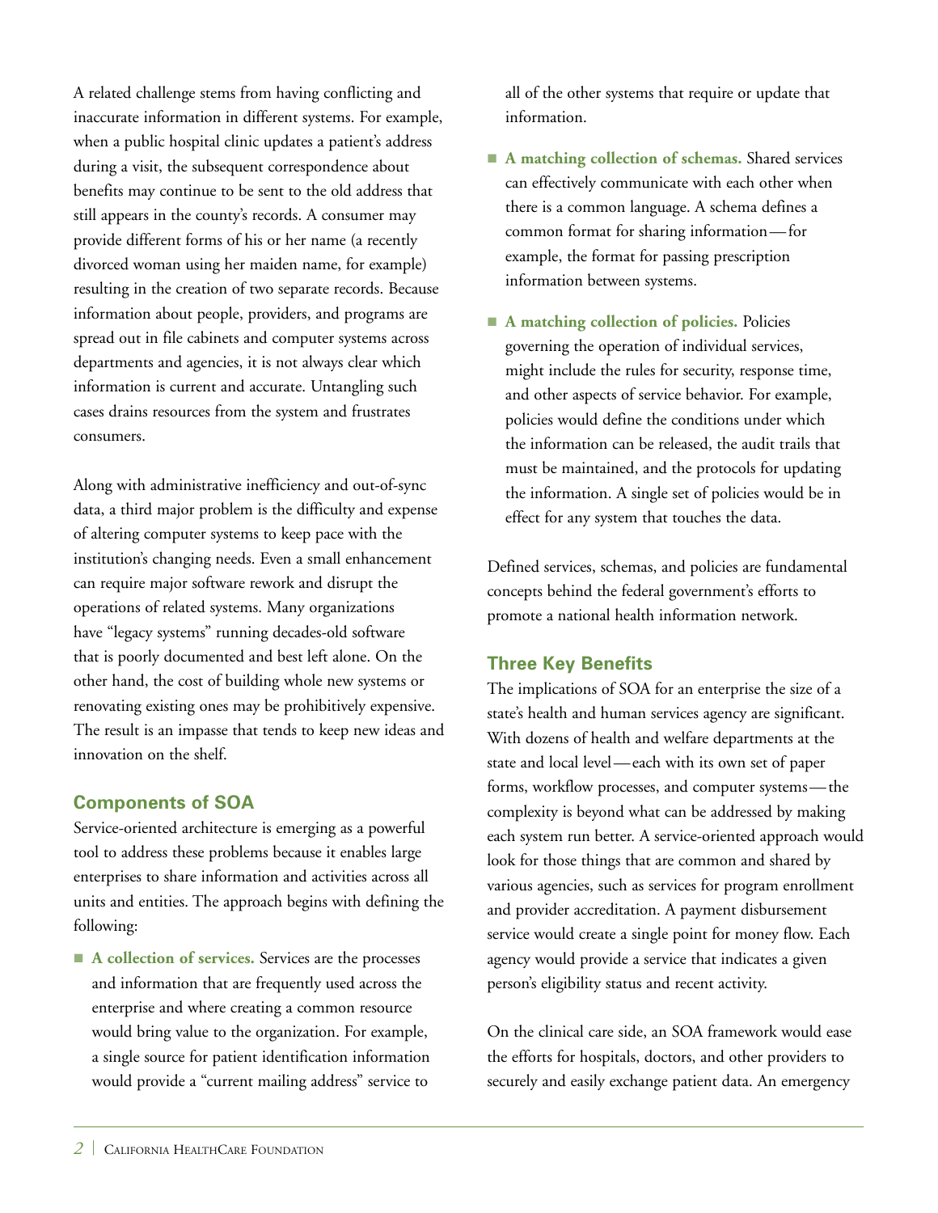A related challenge stems from having conflicting and inaccurate information in different systems. For example, when a public hospital clinic updates a patient's address during a visit, the subsequent correspondence about benefits may continue to be sent to the old address that still appears in the county's records. A consumer may provide different forms of his or her name (a recently divorced woman using her maiden name, for example) resulting in the creation of two separate records. Because information about people, providers, and programs are spread out in file cabinets and computer systems across departments and agencies, it is not always clear which information is current and accurate. Untangling such cases drains resources from the system and frustrates consumers.

Along with administrative inefficiency and out-of-sync data, a third major problem is the difficulty and expense of altering computer systems to keep pace with the institution's changing needs. Even a small enhancement can require major software rework and disrupt the operations of related systems. Many organizations have "legacy systems" running decades-old software that is poorly documented and best left alone. On the other hand, the cost of building whole new systems or renovating existing ones may be prohibitively expensive. The result is an impasse that tends to keep new ideas and innovation on the shelf.

## Components of SOA

Service-oriented architecture is emerging as a powerful tool to address these problems because it enables large enterprises to share information and activities across all units and entities. The approach begins with defining the following:

- **A collection of services.** Services are the processes and information that are frequently used across the enterprise and where creating a common resource would bring value to the organization. For example, a single source for patient identification information would provide a "current mailing address" service to all of the other systems that require or update that information.
- **A matching collection of schemas.** Shared services can effectively communicate with each other when there is a common language. A schema defines a common format for sharing information—for example, the format for passing prescription information between systems.
- **A matching collection of policies.** Policies governing the operation of individual services, might include the rules for security, response time, and other aspects of service behavior. For example, policies would define the conditions under which the information can be released, the audit trails that must be maintained, and the protocols for updating the information. A single set of policies would be in effect for any system that touches the data.

Defined services, schemas, and policies are fundamental concepts behind the federal government's efforts to promote a national health information network.

## Three Key Benefits

The implications of SOA for an enterprise the size of a state's health and human services agency are significant. With dozens of health and welfare departments at the state and local level—each with its own set of paper forms, workflow processes, and computer systems—the complexity is beyond what can be addressed by making each system run better. A service-oriented approach would look for those things that are common and shared by various agencies, such as services for program enrollment and provider accreditation. A payment disbursement service would create a single point for money flow. Each agency would provide a service that indicates a given person's eligibility status and recent activity.

On the clinical care side, an SOA framework would ease the efforts for hospitals, doctors, and other providers to securely and easily exchange patient data. An emergency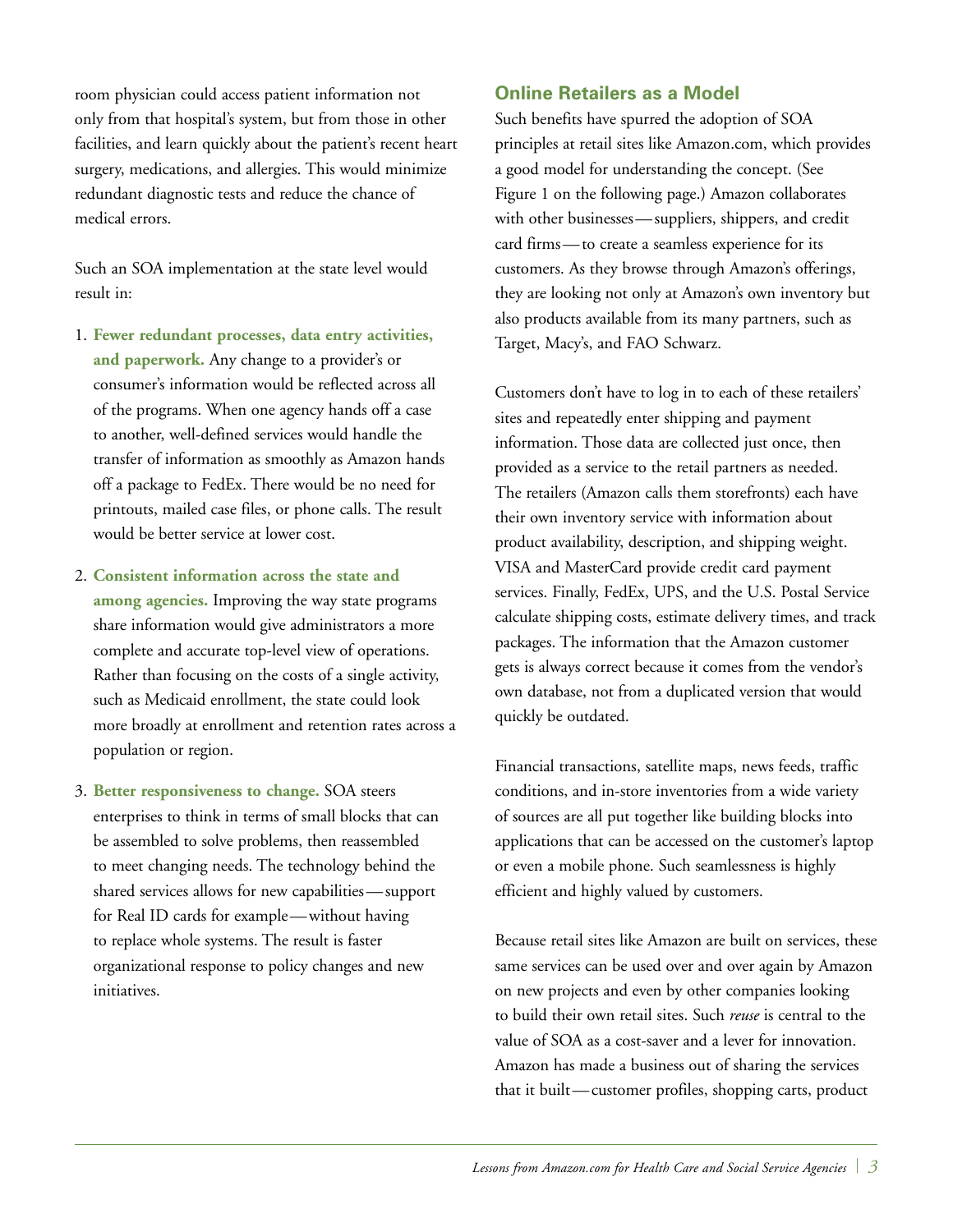room physician could access patient information not only from that hospital's system, but from those in other facilities, and learn quickly about the patient's recent heart surgery, medications, and allergies. This would minimize redundant diagnostic tests and reduce the chance of medical errors.

Such an SOA implementation at the state level would result in:

1. **Fewer redundant processes, data entry activities, and paperwork.** Any change to a provider's or consumer's information would be reflected across all of the programs. When one agency hands off a case to another, well-defined services would handle the transfer of information as smoothly as Amazon hands off a package to FedEx. There would be no need for printouts, mailed case files, or phone calls. The result would be better service at lower cost.

2. **Consistent information across the state and among agencies.** Improving the way state programs share information would give administrators a more complete and accurate top-level view of operations. Rather than focusing on the costs of a single activity, such as Medicaid enrollment, the state could look more broadly at enrollment and retention rates across a population or region.

3. **Better responsiveness to change.** SOA steers enterprises to think in terms of small blocks that can be assembled to solve problems, then reassembled to meet changing needs. The technology behind the shared services allows for new capabilities—support for Real ID cards for example—without having to replace whole systems. The result is faster organizational response to policy changes and new initiatives.

## Online Retailers as a Model

Such benefits have spurred the adoption of SOA principles at retail sites like Amazon.com, which provides a good model for understanding the concept. (See Figure 1 on the following page.) Amazon collaborates with other businesses—suppliers, shippers, and credit card firms—to create a seamless experience for its customers. As they browse through Amazon's offerings, they are looking not only at Amazon's own inventory but also products available from its many partners, such as Target, Macy's, and FAO Schwarz.

Customers don't have to log in to each of these retailers' sites and repeatedly enter shipping and payment information. Those data are collected just once, then provided as a service to the retail partners as needed. The retailers (Amazon calls them storefronts) each have their own inventory service with information about product availability, description, and shipping weight. VISA and MasterCard provide credit card payment services. Finally, FedEx, UPS, and the U.S. Postal Service calculate shipping costs, estimate delivery times, and track packages. The information that the Amazon customer gets is always correct because it comes from the vendor's own database, not from a duplicated version that would quickly be outdated.

Financial transactions, satellite maps, news feeds, traffic conditions, and in-store inventories from a wide variety of sources are all put together like building blocks into applications that can be accessed on the customer's laptop or even a mobile phone. Such seamlessness is highly efficient and highly valued by customers.

Because retail sites like Amazon are built on services, these same services can be used over and over again by Amazon on new projects and even by other companies looking to build their own retail sites. Such *reuse* is central to the value of SOA as a cost-saver and a lever for innovation. Amazon has made a business out of sharing the services that it built—customer profiles, shopping carts, product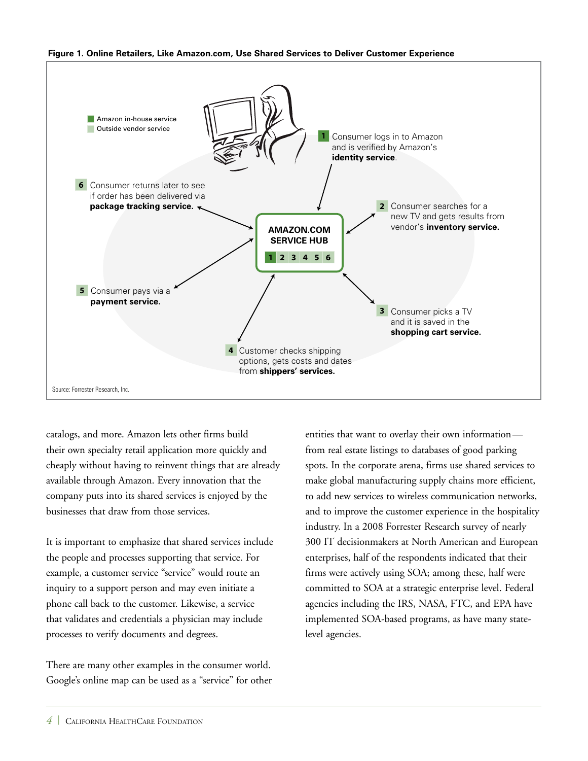**Figure 1. Online Retailers, Like Amazon.com, Use Shared Services to Deliver Customer Experience**

Amazon in-house service
Outside vendor service

**AMAZON.COM SERVICE HUB**
1 2 3 4 5 6

1 Consumer logs in to Amazon and is verified by Amazon's **identity service**.

2 Consumer searches for a new TV and gets results from vendor's **inventory service.**

3 Consumer picks a TV and it is saved in the **shopping cart service.**

4 Customer checks shipping options, gets costs and dates from **shippers' services.**

5 Consumer pays via a **payment service.**

6 Consumer returns later to see if order has been delivered via **package tracking service.**

Source: Forrester Research, Inc.

catalogs, and more. Amazon lets other firms build their own specialty retail application more quickly and cheaply without having to reinvent things that are already available through Amazon. Every innovation that the company puts into its shared services is enjoyed by the businesses that draw from those services.

It is important to emphasize that shared services include the people and processes supporting that service. For example, a customer service "service" would route an inquiry to a support person and may even initiate a phone call back to the customer. Likewise, a service that validates and credentials a physician may include processes to verify documents and degrees.

There are many other examples in the consumer world. Google's online map can be used as a "service" for other entities that want to overlay their own information—from real estate listings to databases of good parking spots. In the corporate arena, firms use shared services to make global manufacturing supply chains more efficient, to add new services to wireless communication networks, and to improve the customer experience in the hospitality industry. In a 2008 Forrester Research survey of nearly 300 IT decisionmakers at North American and European enterprises, half of the respondents indicated that their firms were actively using SOA; among these, half were committed to SOA at a strategic enterprise level. Federal agencies including the IRS, NASA, FTC, and EPA have implemented SOA-based programs, as have many state-level agencies.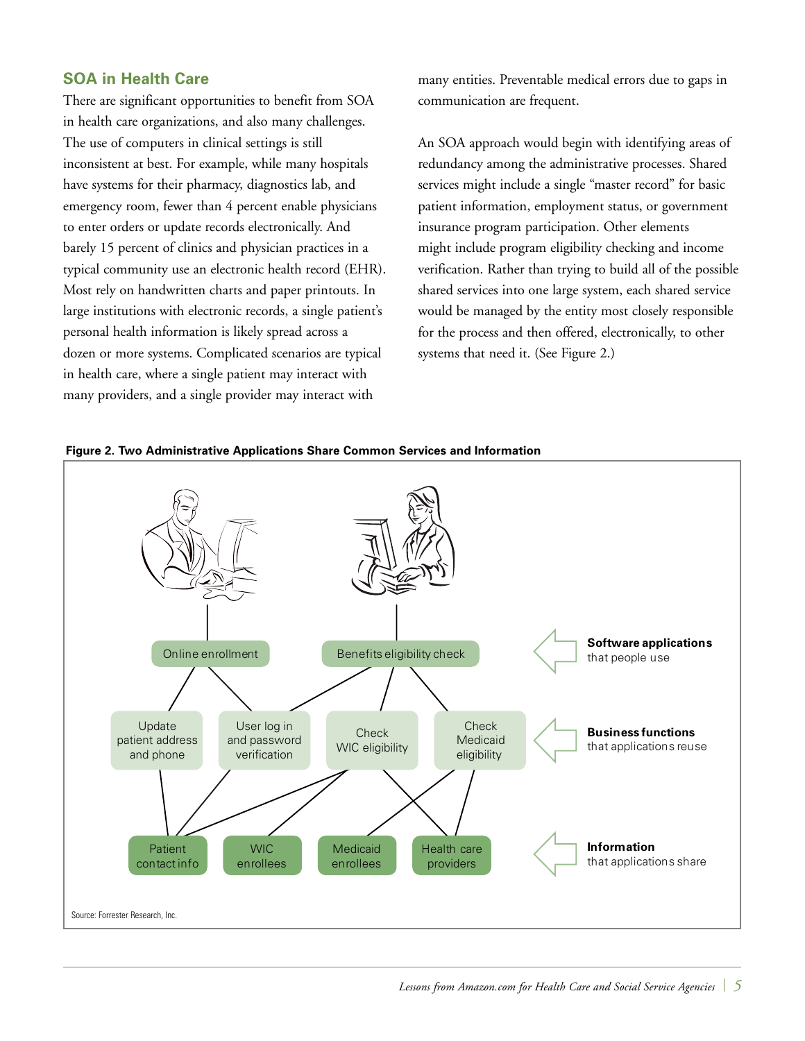## SOA in Health Care

There are significant opportunities to benefit from SOA in health care organizations, and also many challenges. The use of computers in clinical settings is still inconsistent at best. For example, while many hospitals have systems for their pharmacy, diagnostics lab, and emergency room, fewer than 4 percent enable physicians to enter orders or update records electronically. And barely 15 percent of clinics and physician practices in a typical community use an electronic health record (EHR). Most rely on handwritten charts and paper printouts. In large institutions with electronic records, a single patient's personal health information is likely spread across a dozen or more systems. Complicated scenarios are typical in health care, where a single patient may interact with many providers, and a single provider may interact with many entities. Preventable medical errors due to gaps in communication are frequent.

An SOA approach would begin with identifying areas of redundancy among the administrative processes. Shared services might include a single "master record" for basic patient information, employment status, or government insurance program participation. Other elements might include program eligibility checking and income verification. Rather than trying to build all of the possible shared services into one large system, each shared service would be managed by the entity most closely responsible for the process and then offered, electronically, to other systems that need it. (See Figure 2.)

**Figure 2. Two Administrative Applications Share Common Services and Information**

Online enrollment | Benefits eligibility check — **Software applications** that people use

Update patient address and phone | User log in and password verification | Check WIC eligibility | Check Medicaid eligibility — **Business functions** that applications reuse

Patient contact info | WIC enrollees | Medicaid enrollees | Health care providers — **Information** that applications share

Source: Forrester Research, Inc.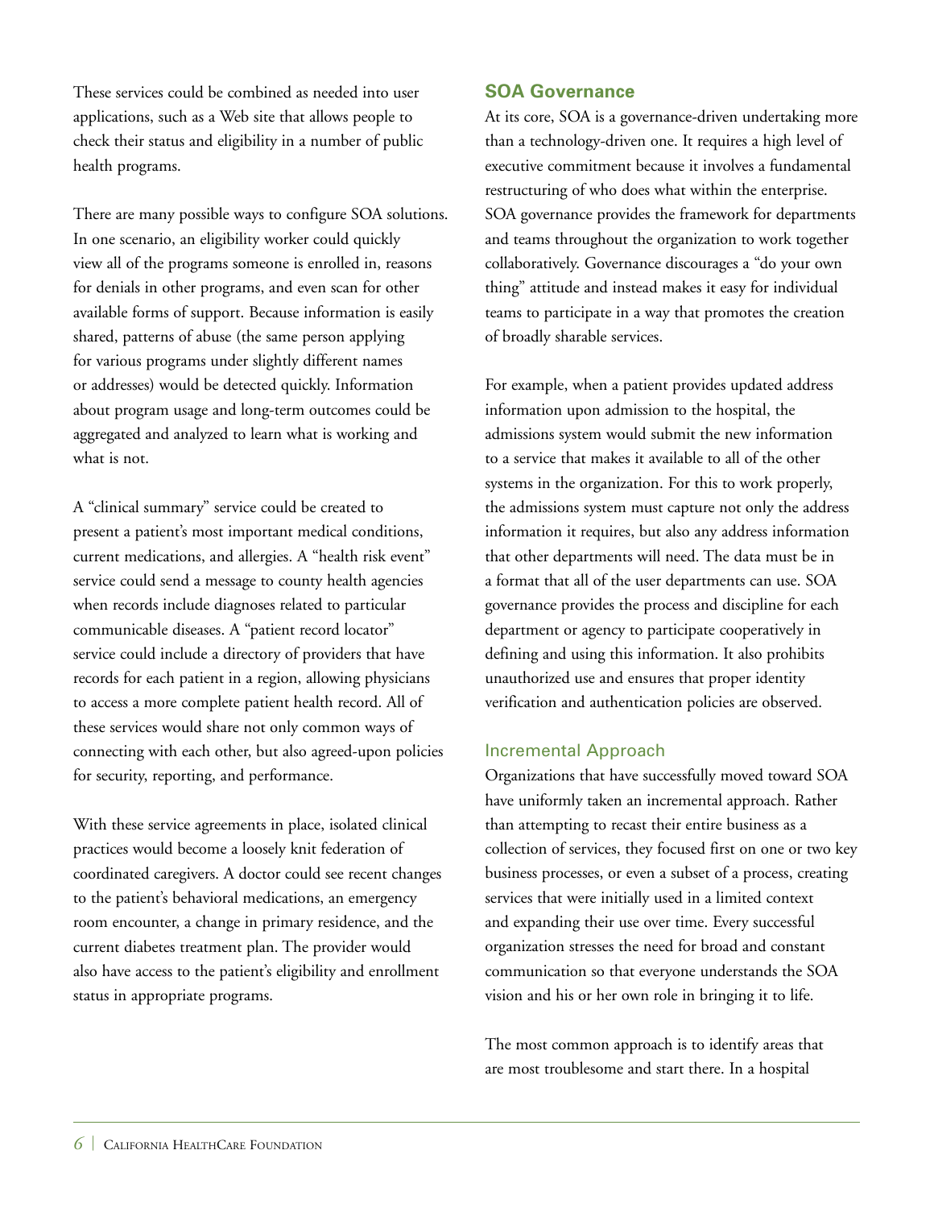These services could be combined as needed into user applications, such as a Web site that allows people to check their status and eligibility in a number of public health programs.

There are many possible ways to configure SOA solutions. In one scenario, an eligibility worker could quickly view all of the programs someone is enrolled in, reasons for denials in other programs, and even scan for other available forms of support. Because information is easily shared, patterns of abuse (the same person applying for various programs under slightly different names or addresses) would be detected quickly. Information about program usage and long-term outcomes could be aggregated and analyzed to learn what is working and what is not.

A "clinical summary" service could be created to present a patient's most important medical conditions, current medications, and allergies. A "health risk event" service could send a message to county health agencies when records include diagnoses related to particular communicable diseases. A "patient record locator" service could include a directory of providers that have records for each patient in a region, allowing physicians to access a more complete patient health record. All of these services would share not only common ways of connecting with each other, but also agreed-upon policies for security, reporting, and performance.

With these service agreements in place, isolated clinical practices would become a loosely knit federation of coordinated caregivers. A doctor could see recent changes to the patient's behavioral medications, an emergency room encounter, a change in primary residence, and the current diabetes treatment plan. The provider would also have access to the patient's eligibility and enrollment status in appropriate programs.

## SOA Governance

At its core, SOA is a governance-driven undertaking more than a technology-driven one. It requires a high level of executive commitment because it involves a fundamental restructuring of who does what within the enterprise. SOA governance provides the framework for departments and teams throughout the organization to work together collaboratively. Governance discourages a "do your own thing" attitude and instead makes it easy for individual teams to participate in a way that promotes the creation of broadly sharable services.

For example, when a patient provides updated address information upon admission to the hospital, the admissions system would submit the new information to a service that makes it available to all of the other systems in the organization. For this to work properly, the admissions system must capture not only the address information it requires, but also any address information that other departments will need. The data must be in a format that all of the user departments can use. SOA governance provides the process and discipline for each department or agency to participate cooperatively in defining and using this information. It also prohibits unauthorized use and ensures that proper identity verification and authentication policies are observed.

### Incremental Approach

Organizations that have successfully moved toward SOA have uniformly taken an incremental approach. Rather than attempting to recast their entire business as a collection of services, they focused first on one or two key business processes, or even a subset of a process, creating services that were initially used in a limited context and expanding their use over time. Every successful organization stresses the need for broad and constant communication so that everyone understands the SOA vision and his or her own role in bringing it to life.

The most common approach is to identify areas that are most troublesome and start there. In a hospital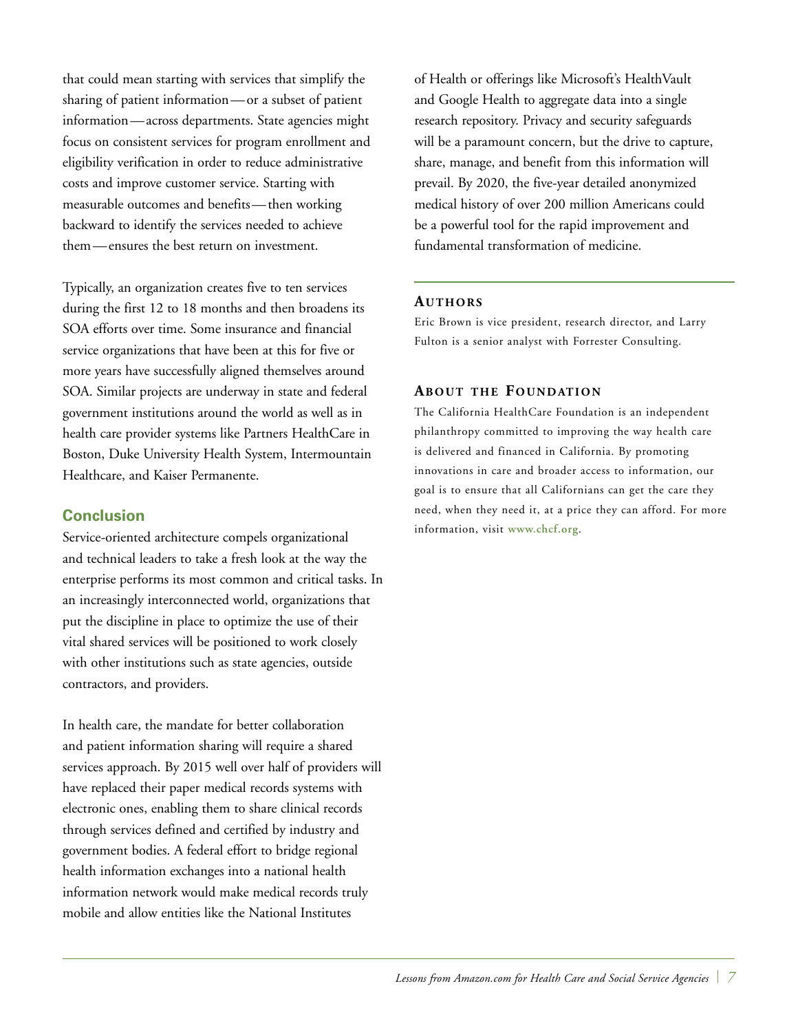that could mean starting with services that simplify the sharing of patient information — or a subset of patient information — across departments. State agencies might focus on consistent services for program enrollment and eligibility verification in order to reduce administrative costs and improve customer service. Starting with measurable outcomes and benefits — then working backward to identify the services needed to achieve them — ensures the best return on investment.

Typically, an organization creates five to ten services during the first 12 to 18 months and then broadens its SOA efforts over time. Some insurance and financial service organizations that have been at this for five or more years have successfully aligned themselves around SOA. Similar projects are underway in state and federal government institutions around the world as well as in health care provider systems like Partners HealthCare in Boston, Duke University Health System, Intermountain Healthcare, and Kaiser Permanente.

## Conclusion

Service-oriented architecture compels organizational and technical leaders to take a fresh look at the way the enterprise performs its most common and critical tasks. In an increasingly interconnected world, organizations that put the discipline in place to optimize the use of their vital shared services will be positioned to work closely with other institutions such as state agencies, outside contractors, and providers.

In health care, the mandate for better collaboration and patient information sharing will require a shared services approach. By 2015 well over half of providers will have replaced their paper medical records systems with electronic ones, enabling them to share clinical records through services defined and certified by industry and government bodies. A federal effort to bridge regional health information exchanges into a national health information network would make medical records truly mobile and allow entities like the National Institutes of Health or offerings like Microsoft's HealthVault and Google Health to aggregate data into a single research repository. Privacy and security safeguards will be a paramount concern, but the drive to capture, share, manage, and benefit from this information will prevail. By 2020, the five-year detailed anonymized medical history of over 200 million Americans could be a powerful tool for the rapid improvement and fundamental transformation of medicine.

### Authors

Eric Brown is vice president, research director, and Larry Fulton is a senior analyst with Forrester Consulting.

### About the Foundation

The California HealthCare Foundation is an independent philanthropy committed to improving the way health care is delivered and financed in California. By promoting innovations in care and broader access to information, our goal is to ensure that all Californians can get the care they need, when they need it, at a price they can afford. For more information, visit **www.chcf.org**.